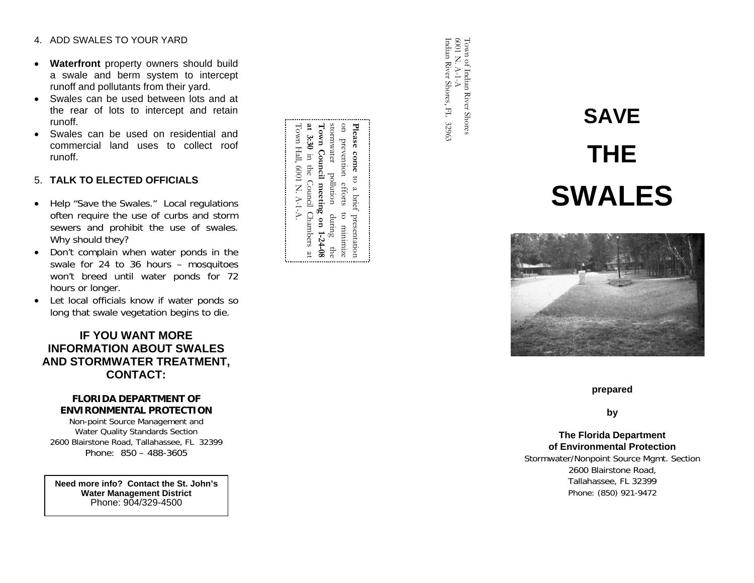4. ADD SWALES TO YOUR YARD

- **Waterfront** property owners should build a swale and berm system to intercept runoff and pollutants from their yard.
- Swales can be used between lots and at the rear of lots to intercept and retain runoff.
- Swales can be used on residential and commercial land uses to collect roof runoff.

5. **TALK TO ELECTED OFFICIALS**

- Help "Save the Swales." Local regulations often require the use of curbs and storm sewers and prohibit the use of swales. Why should they?
- Don't complain when water ponds in the swale for 24 to 36 hours – mosquitoes won't breed until water ponds for 72 hours or longer.
- Let local officials know if water ponds so long that swale vegetation begins to die.

## IF YOU WANT MORE INFORMATION ABOUT SWALES AND STORMWATER TREATMENT, CONTACT:

**FLORIDA DEPARTMENT OF ENVIRONMENTAL PROTECTION**
Non-point Source Management and
Water Quality Standards Section
2600 Blairstone Road, Tallahassee, FL 32399
Phone: 850 – 488-3605

**Need more info? Contact the St. John's Water Management District**
Phone: 904/329-4500

**Please come** to a brief presentation on prevention efforts to minimize stormwater pollution during the **Town Council meeting on 1-24-08 at 3:30** in the Council Chambers at Town Hall, 6001 N. A-1-A.

Town of Indian River Shores
6001 N. A-1-A
Indian River Shores, FL 32963

# SAVE THE SWALES

**prepared**

**by**

**The Florida Department of Environmental Protection**
Stormwater/Nonpoint Source Mgmt. Section
2600 Blairstone Road,
Tallahassee, FL 32399
Phone: (850) 921-9472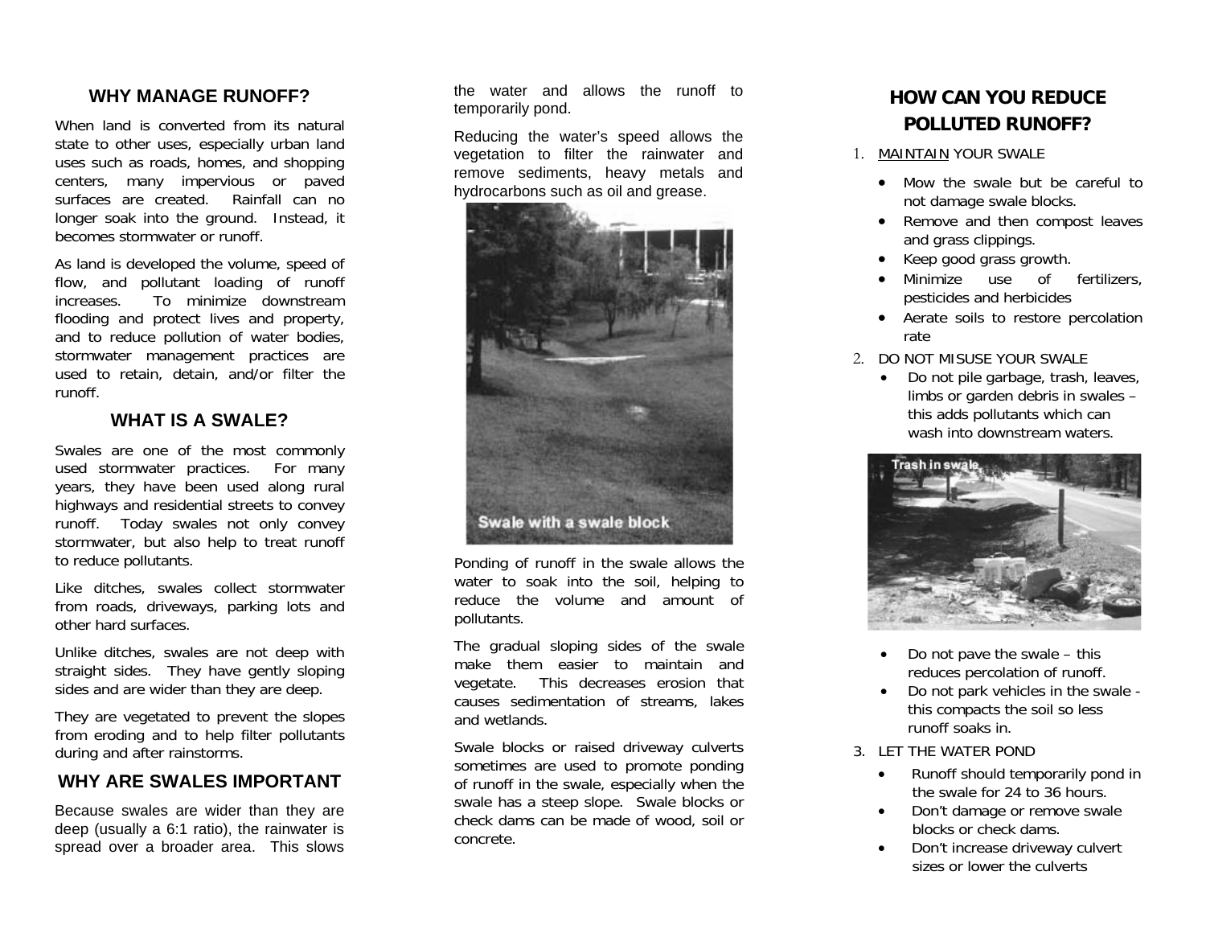## WHY MANAGE RUNOFF?

When land is converted from its natural state to other uses, especially urban land uses such as roads, homes, and shopping centers, many impervious or paved surfaces are created. Rainfall can no longer soak into the ground. Instead, it becomes stormwater or runoff.

As land is developed the volume, speed of flow, and pollutant loading of runoff increases. To minimize downstream flooding and protect lives and property, and to reduce pollution of water bodies, stormwater management practices are used to retain, detain, and/or filter the runoff.

## WHAT IS A SWALE?

Swales are one of the most commonly used stormwater practices. For many years, they have been used along rural highways and residential streets to convey runoff. Today swales not only convey stormwater, but also help to treat runoff to reduce pollutants.

Like ditches, swales collect stormwater from roads, driveways, parking lots and other hard surfaces.

Unlike ditches, swales are not deep with straight sides. They have gently sloping sides and are wider than they are deep.

They are vegetated to prevent the slopes from eroding and to help filter pollutants during and after rainstorms.

## WHY ARE SWALES IMPORTANT

Because swales are wider than they are deep (usually a 6:1 ratio), the rainwater is spread over a broader area. This slows the water and allows the runoff to temporarily pond.

Reducing the water's speed allows the vegetation to filter the rainwater and remove sediments, heavy metals and hydrocarbons such as oil and grease.

Swale with a swale block

Ponding of runoff in the swale allows the water to soak into the soil, helping to reduce the volume and amount of pollutants.

The gradual sloping sides of the swale make them easier to maintain and vegetate. This decreases erosion that causes sedimentation of streams, lakes and wetlands.

Swale blocks or raised driveway culverts sometimes are used to promote ponding of runoff in the swale, especially when the swale has a steep slope. Swale blocks or check dams can be made of wood, soil or concrete.

## HOW CAN YOU REDUCE POLLUTED RUNOFF?

1. MAINTAIN YOUR SWALE
   - Mow the swale but be careful to not damage swale blocks.
   - Remove and then compost leaves and grass clippings.
   - Keep good grass growth.
   - Minimize use of fertilizers, pesticides and herbicides
   - Aerate soils to restore percolation rate
2. DO NOT MISUSE YOUR SWALE
   - Do not pile garbage, trash, leaves, limbs or garden debris in swales – this adds pollutants which can wash into downstream waters.

Trash in swale

   - Do not pave the swale – this reduces percolation of runoff.
   - Do not park vehicles in the swale - this compacts the soil so less runoff soaks in.
3. LET THE WATER POND
   - Runoff should temporarily pond in the swale for 24 to 36 hours.
   - Don't damage or remove swale blocks or check dams.
   - Don't increase driveway culvert sizes or lower the culverts